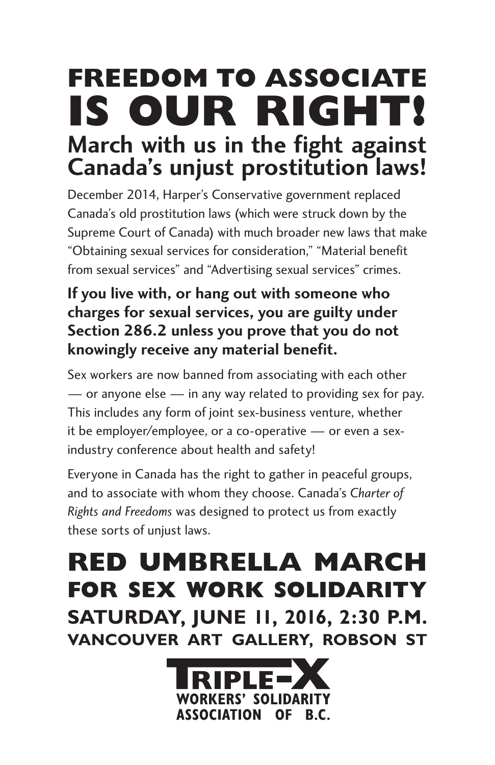# FREEDOM TO ASSOCIATE IS OUR RIGHT!

## March with us in the fight against Canada's unjust prostitution laws!

December 2014, Harper's Conservative government replaced Canada's old prostitution laws (which were struck down by the Supreme Court of Canada) with much broader new laws that make "Obtaining sexual services for consideration," "Material benefit from sexual services" and "Advertising sexual services" crimes.

**If you live with, or hang out with someone who charges for sexual services, you are guilty under Section 286.2 unless you prove that you do not knowingly receive any material benefit.**

Sex workers are now banned from associating with each other — or anyone else — in any way related to providing sex for pay. This includes any form of joint sex-business venture, whether it be employer/employee, or a co-operative — or even a sex-industry conference about health and safety!

Everyone in Canada has the right to gather in peaceful groups, and to associate with whom they choose. Canada's *Charter of Rights and Freedoms* was designed to protect us from exactly these sorts of unjust laws.

# RED UMBRELLA MARCH FOR SEX WORK SOLIDARITY

## SATURDAY, JUNE 11, 2016, 2:30 P.M.

### VANCOUVER ART GALLERY, ROBSON ST

**TRIPLE-X WORKERS' SOLIDARITY ASSOCIATION OF B.C.**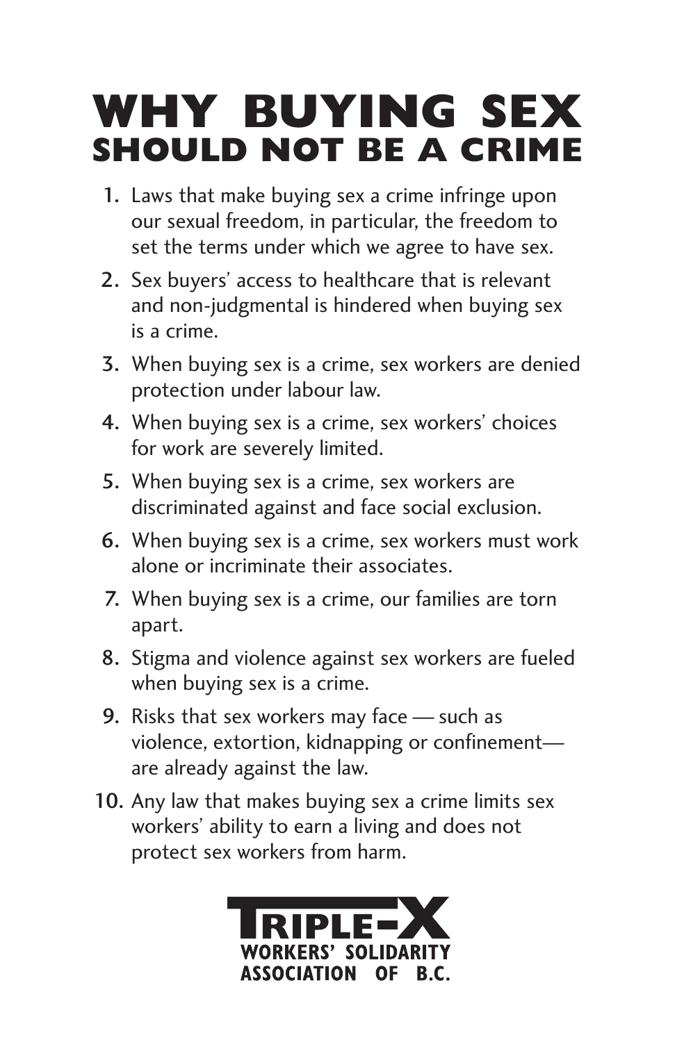# WHY BUYING SEX
## SHOULD NOT BE A CRIME

1. Laws that make buying sex a crime infringe upon our sexual freedom, in particular, the freedom to set the terms under which we agree to have sex.
2. Sex buyers' access to healthcare that is relevant and non-judgmental is hindered when buying sex is a crime.
3. When buying sex is a crime, sex workers are denied protection under labour law.
4. When buying sex is a crime, sex workers' choices for work are severely limited.
5. When buying sex is a crime, sex workers are discriminated against and face social exclusion.
6. When buying sex is a crime, sex workers must work alone or incriminate their associates.
7. When buying sex is a crime, our families are torn apart.
8. Stigma and violence against sex workers are fueled when buying sex is a crime.
9. Risks that sex workers may face — such as violence, extortion, kidnapping or confinement— are already against the law.
10. Any law that makes buying sex a crime limits sex workers' ability to earn a living and does not protect sex workers from harm.

TRIPLE-X
WORKERS' SOLIDARITY
ASSOCIATION OF B.C.